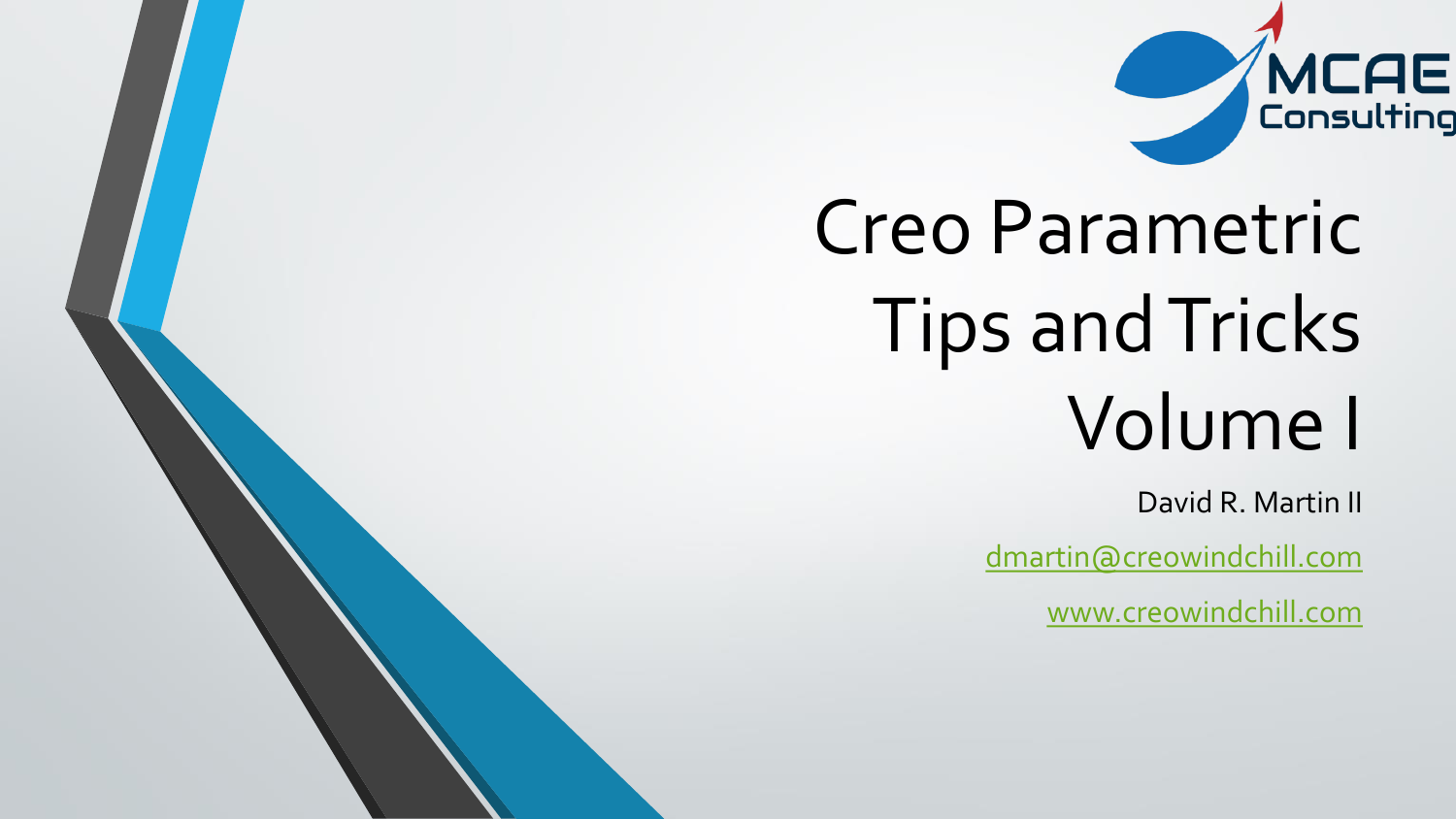MCAE Consulting

# Creo Parametric Tips and Tricks Volume I

David R. Martin II

dmartin@creowindchill.com

www.creowindchill.com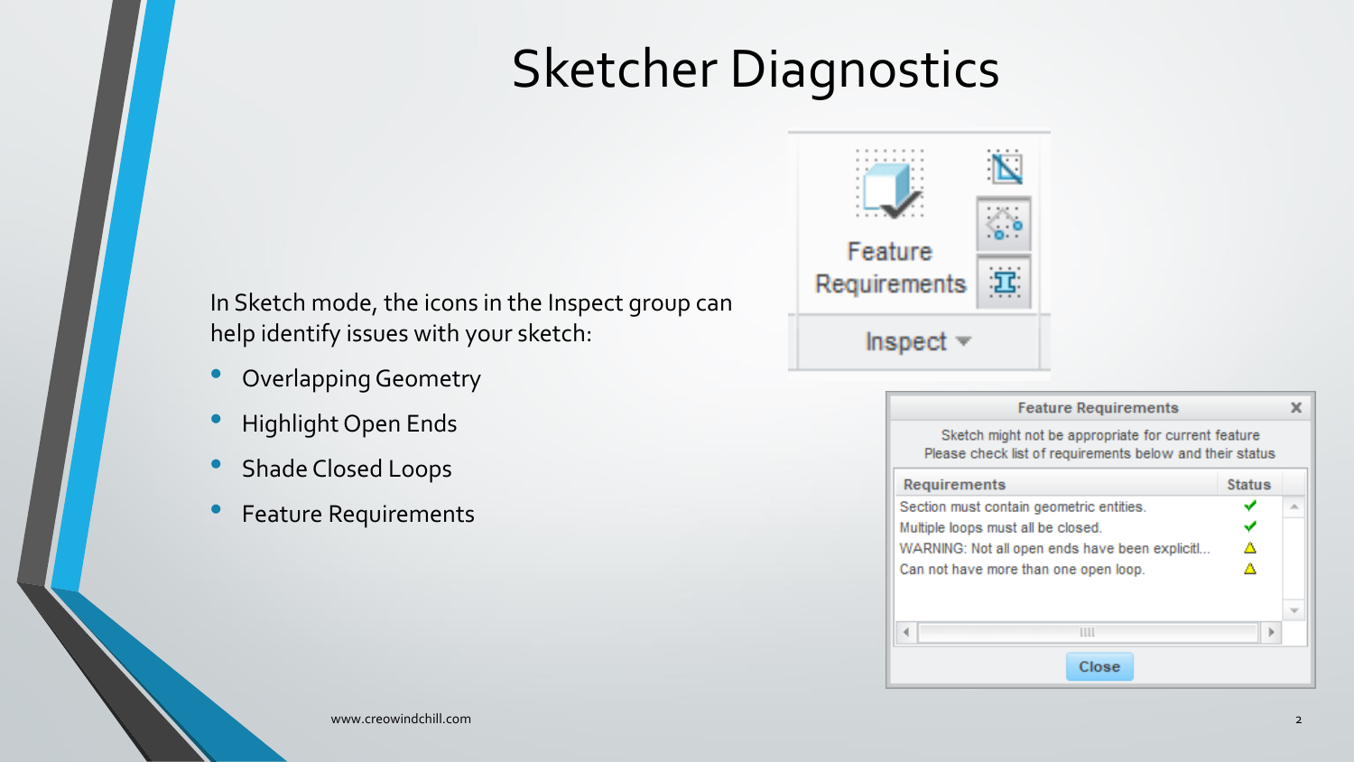# Sketcher Diagnostics

In Sketch mode, the icons in the Inspect group can help identify issues with your sketch:

- Overlapping Geometry
- Highlight Open Ends
- Shade Closed Loops
- Feature Requirements

Feature Requirements

Inspect

**Feature Requirements**

Sketch might not be appropriate for current feature
Please check list of requirements below and their status

| Requirements | Status |
|---|---|
| Section must contain geometric entities. | ✔ |
| Multiple loops must all be closed. | ✔ |
| WARNING: Not all open ends have been explicitl... | ⚠ |
| Can not have more than one open loop. | ⚠ |

Close

www.creowindchill.com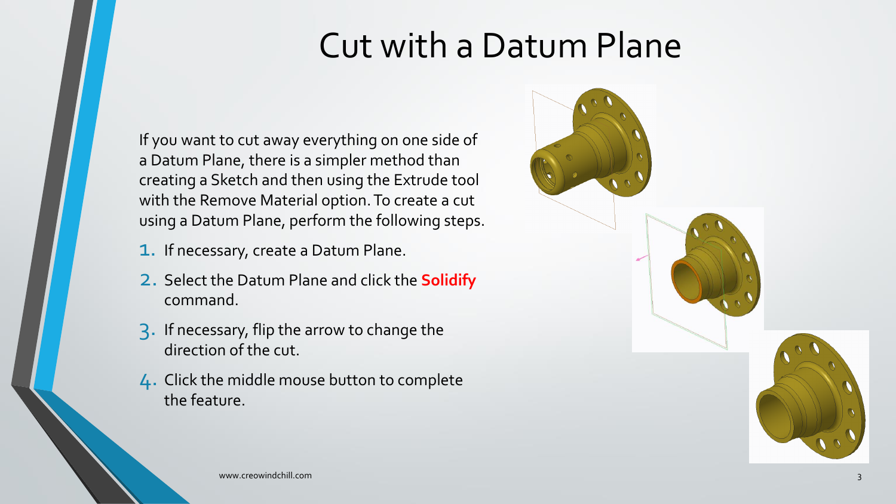# Cut with a Datum Plane

If you want to cut away everything on one side of a Datum Plane, there is a simpler method than creating a Sketch and then using the Extrude tool with the Remove Material option. To create a cut using a Datum Plane, perform the following steps.

1. If necessary, create a Datum Plane.
2. Select the Datum Plane and click the **Solidify** command.
3. If necessary, flip the arrow to change the direction of the cut.
4. Click the middle mouse button to complete the feature.

www.creowindchill.com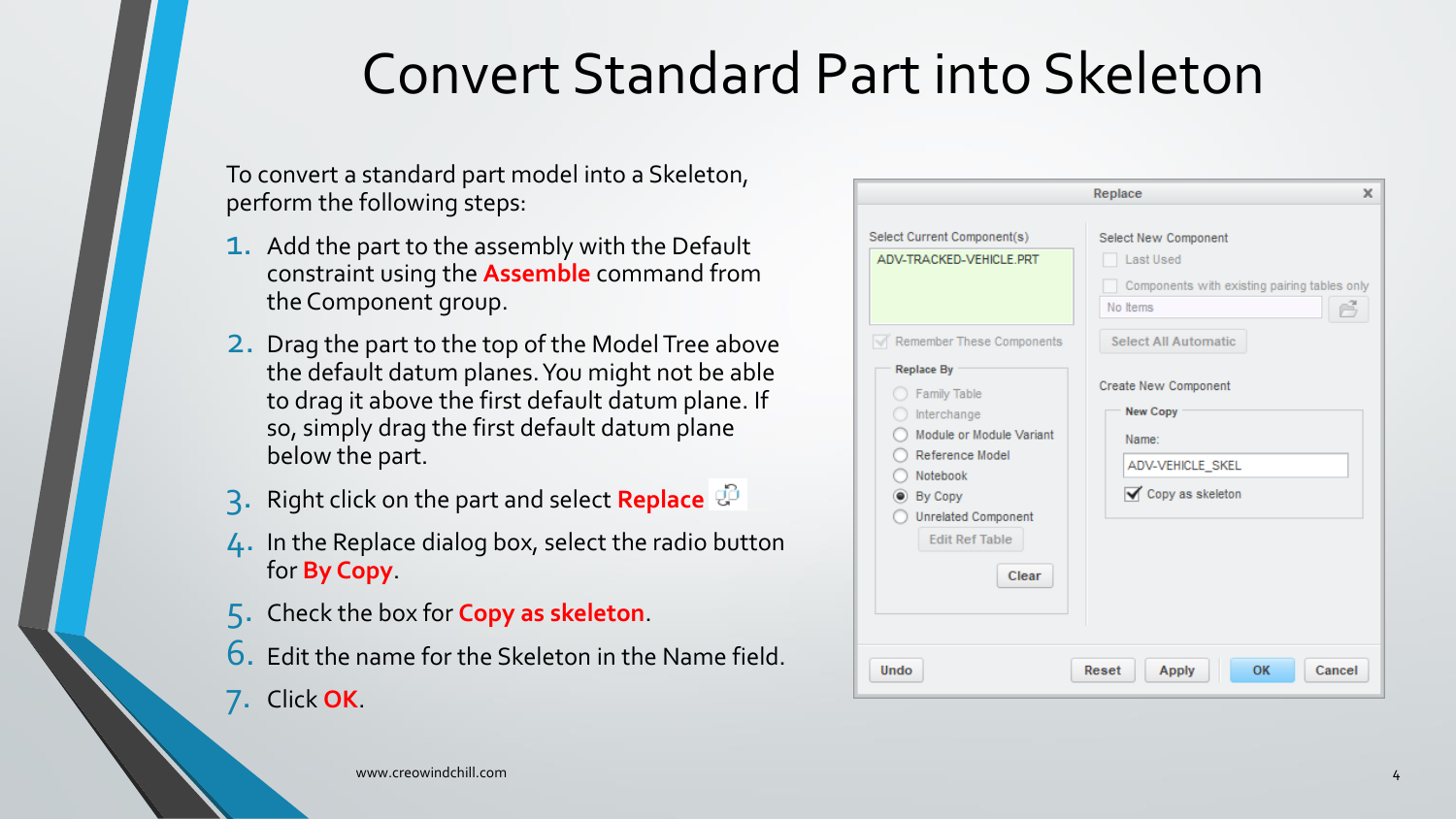# Convert Standard Part into Skeleton

To convert a standard part model into a Skeleton, perform the following steps:

1. Add the part to the assembly with the Default constraint using the **Assemble** command from the Component group.
2. Drag the part to the top of the Model Tree above the default datum planes. You might not be able to drag it above the first default datum plane. If so, simply drag the first default datum plane below the part.
3. Right click on the part and select **Replace**
4. In the Replace dialog box, select the radio button for **By Copy**.
5. Check the box for **Copy as skeleton**.
6. Edit the name for the Skeleton in the Name field.
7. Click **OK**.

www.creowindchill.com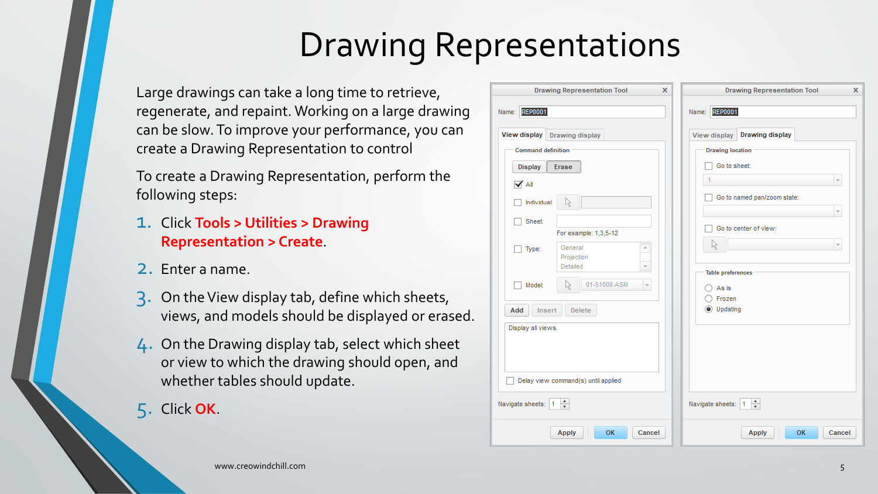# Drawing Representations

Large drawings can take a long time to retrieve, regenerate, and repaint. Working on a large drawing can be slow. To improve your performance, you can create a Drawing Representation to control

To create a Drawing Representation, perform the following steps:

1. Click **Tools > Utilities > Drawing Representation > Create**.
2. Enter a name.
3. On the View display tab, define which sheets, views, and models should be displayed or erased.
4. On the Drawing display tab, select which sheet or view to which the drawing should open, and whether tables should update.
5. Click **OK**.

www.creowindchill.com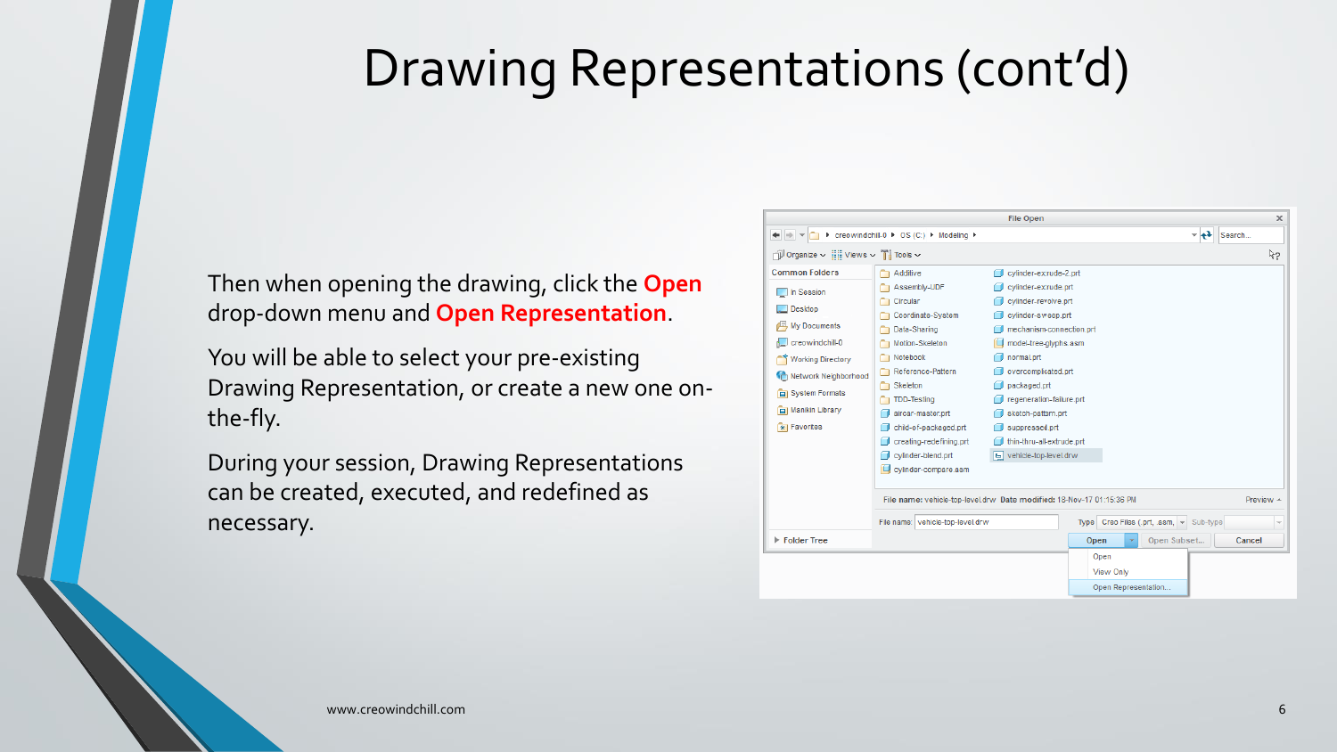# Drawing Representations (cont'd)

Then when opening the drawing, click the **Open** drop-down menu and **Open Representation**.

You will be able to select your pre-existing Drawing Representation, or create a new one on-the-fly.

During your session, Drawing Representations can be created, executed, and redefined as necessary.

www.creowindchill.com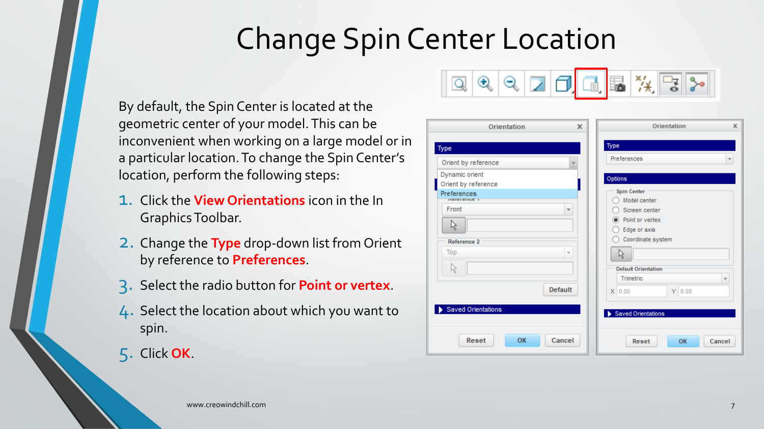# Change Spin Center Location

By default, the Spin Center is located at the geometric center of your model. This can be inconvenient when working on a large model or in a particular location. To change the Spin Center's location, perform the following steps:

1. Click the **View Orientations** icon in the In Graphics Toolbar.
2. Change the **Type** drop-down list from Orient by reference to **Preferences**.
3. Select the radio button for **Point or vertex**.
4. Select the location about which you want to spin.
5. Click **OK**.

www.creowindchill.com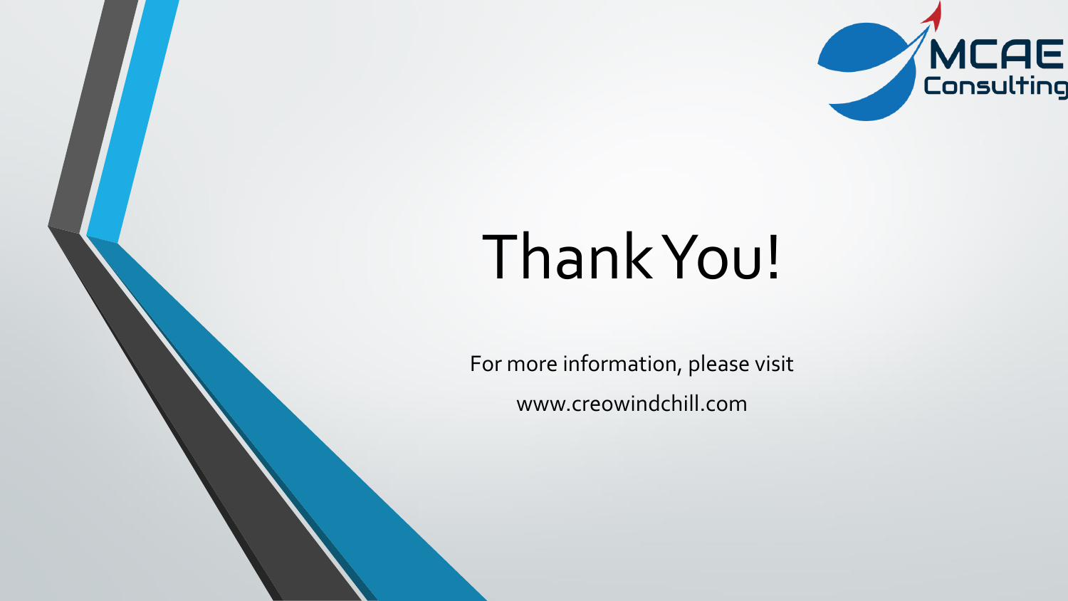# Thank You!

For more information, please visit

www.creowindchill.com